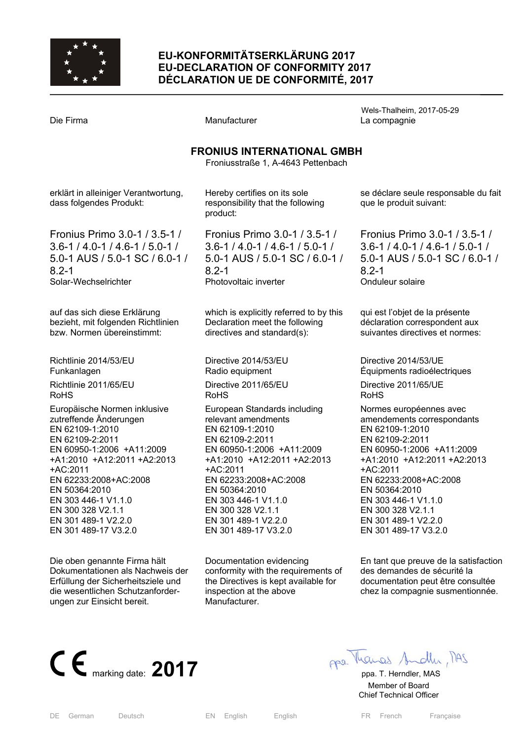# EU-KONFORMITÄTSERKLÄRUNG 2017
# EU-DECLARATION OF CONFORMITY 2017
# DÉCLARATION UE DE CONFORMITÉ, 2017

Wels-Thalheim, 2017-05-29

Die Firma

Manufacturer

La compagnie

**FRONIUS INTERNATIONAL GMBH**
Froniusstraße 1, A-4643 Pettenbach

erklärt in alleiniger Verantwortung, dass folgendes Produkt:

Fronius Primo 3.0-1 / 3.5-1 / 3.6-1 / 4.0-1 / 4.6-1 / 5.0-1 / 5.0-1 AUS / 5.0-1 SC / 6.0-1 / 8.2-1
Solar-Wechselrichter

auf das sich diese Erklärung bezieht, mit folgenden Richtlinien bzw. Normen übereinstimmt:

Richtlinie 2014/53/EU
Funkanlagen

Richtlinie 2011/65/EU
RoHS

Europäische Normen inklusive zutreffende Änderungen
EN 62109-1:2010
EN 62109-2:2011
EN 60950-1:2006 +A11:2009 +A1:2010 +A12:2011 +A2:2013 +AC:2011
EN 62233:2008+AC:2008
EN 50364:2010
EN 303 446-1 V1.1.0
EN 300 328 V2.1.1
EN 301 489-1 V2.2.0
EN 301 489-17 V3.2.0

Die oben genannte Firma hält Dokumentationen als Nachweis der Erfüllung der Sicherheitsziele und die wesentlichen Schutzanforderungen zur Einsicht bereit.

Hereby certifies on its sole responsibility that the following product:

Fronius Primo 3.0-1 / 3.5-1 / 3.6-1 / 4.0-1 / 4.6-1 / 5.0-1 / 5.0-1 AUS / 5.0-1 SC / 6.0-1 / 8.2-1
Photovoltaic inverter

which is explicitly referred to by this Declaration meet the following directives and standard(s):

Directive 2014/53/EU
Radio equipment

Directive 2011/65/EU
RoHS

European Standards including relevant amendments
EN 62109-1:2010
EN 62109-2:2011
EN 60950-1:2006 +A11:2009 +A1:2010 +A12:2011 +A2:2013 +AC:2011
EN 62233:2008+AC:2008
EN 50364:2010
EN 303 446-1 V1.1.0
EN 300 328 V2.1.1
EN 301 489-1 V2.2.0
EN 301 489-17 V3.2.0

Documentation evidencing conformity with the requirements of the Directives is kept available for inspection at the above Manufacturer.

se déclare seule responsable du fait que le produit suivant:

Fronius Primo 3.0-1 / 3.5-1 / 3.6-1 / 4.0-1 / 4.6-1 / 5.0-1 / 5.0-1 AUS / 5.0-1 SC / 6.0-1 / 8.2-1
Onduleur solaire

qui est l'objet de la présente déclaration correspondent aux suivantes directives et normes:

Directive 2014/53/UE
Équipments radioélectriques

Directive 2011/65/UE
RoHS

Normes européennes avec amendements correspondants
EN 62109-1:2010
EN 62109-2:2011
EN 60950-1:2006 +A11:2009 +A1:2010 +A12:2011 +A2:2013 +AC:2011
EN 62233:2008+AC:2008
EN 50364:2010
EN 303 446-1 V1.1.0
EN 300 328 V2.1.1
EN 301 489-1 V2.2.0
EN 301 489-17 V3.2.0

En tant que preuve de la satisfaction des demandes de sécurité la documentation peut être consultée chez la compagnie susmentionnée.

CE marking date: **2017**

ppa. T. Herndler, MAS
Member of Board
Chief Technical Officer

DE German Deutsch | EN English English | FR French Française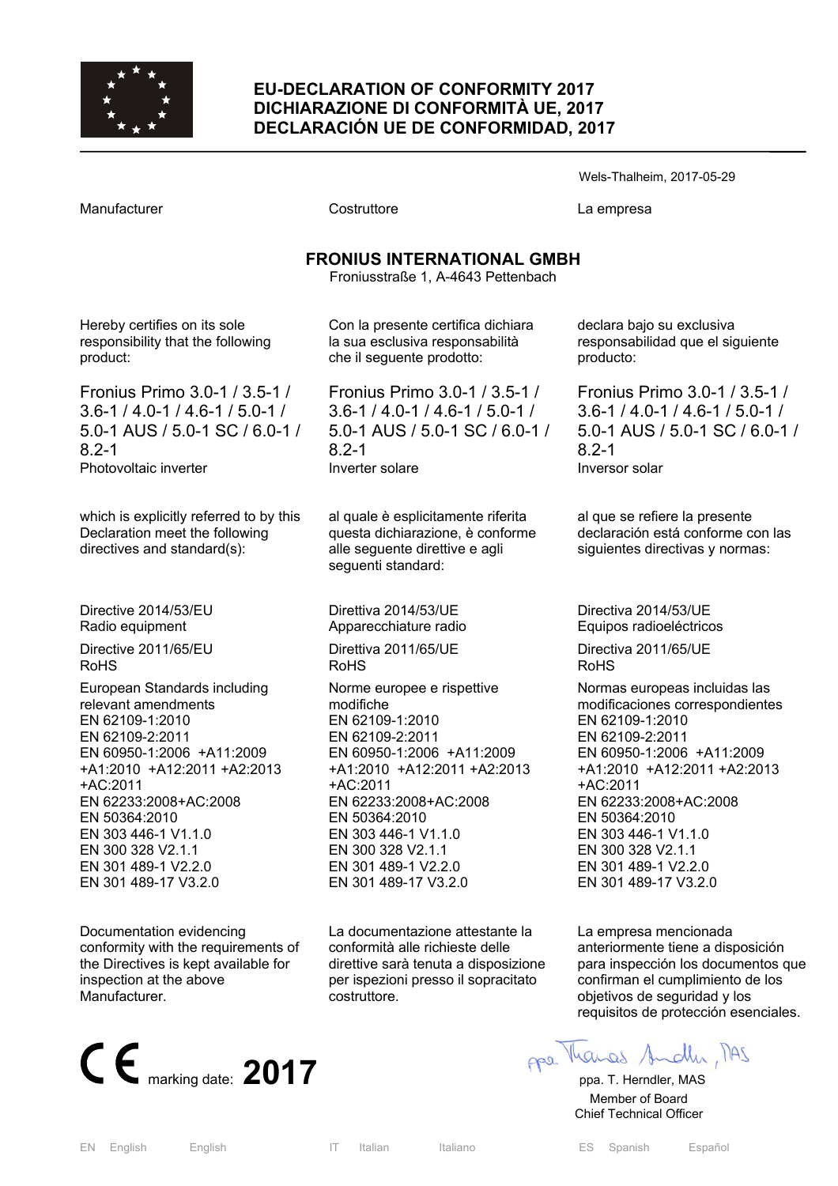# EU-DECLARATION OF CONFORMITY 2017
# DICHIARAZIONE DI CONFORMITÀ UE, 2017
# DECLARACIÓN UE DE CONFORMIDAD, 2017

Wels-Thalheim, 2017-05-29

Manufacturer

**FRONIUS INTERNATIONAL GMBH**
Froniusstraße 1, A-4643 Pettenbach

Hereby certifies on its sole responsibility that the following product:

Fronius Primo 3.0-1 / 3.5-1 / 3.6-1 / 4.0-1 / 4.6-1 / 5.0-1 / 5.0-1 AUS / 5.0-1 SC / 6.0-1 / 8.2-1
Photovoltaic inverter

which is explicitly referred to by this Declaration meet the following directives and standard(s):

Directive 2014/53/EU
Radio equipment

Directive 2011/65/EU
RoHS

European Standards including relevant amendments
EN 62109-1:2010
EN 62109-2:2011
EN 60950-1:2006 +A11:2009 +A1:2010 +A12:2011 +A2:2013 +AC:2011
EN 62233:2008+AC:2008
EN 50364:2010
EN 303 446-1 V1.1.0
EN 300 328 V2.1.1
EN 301 489-1 V2.2.0
EN 301 489-17 V3.2.0

Documentation evidencing conformity with the requirements of the Directives is kept available for inspection at the above Manufacturer.

---

Costruttore

**FRONIUS INTERNATIONAL GMBH**
Froniusstraße 1, A-4643 Pettenbach

Con la presente certifica dichiara la sua esclusiva responsabilità che il seguente prodotto:

Fronius Primo 3.0-1 / 3.5-1 / 3.6-1 / 4.0-1 / 4.6-1 / 5.0-1 / 5.0-1 AUS / 5.0-1 SC / 6.0-1 / 8.2-1
Inverter solare

al quale è esplicitamente riferita questa dichiarazione, è conforme alle seguente direttive e agli seguenti standard:

Direttiva 2014/53/UE
Apparecchiature radio

Direttiva 2011/65/UE
RoHS

Norme europee e rispettive modifiche
EN 62109-1:2010
EN 62109-2:2011
EN 60950-1:2006 +A11:2009 +A1:2010 +A12:2011 +A2:2013 +AC:2011
EN 62233:2008+AC:2008
EN 50364:2010
EN 303 446-1 V1.1.0
EN 300 328 V2.1.1
EN 301 489-1 V2.2.0
EN 301 489-17 V3.2.0

La documentazione attestante la conformità alle richieste delle direttive sarà tenuta a disposizione per ispezioni presso il sopracitato costruttore.

---

La empresa

**FRONIUS INTERNATIONAL GMBH**
Froniusstraße 1, A-4643 Pettenbach

declara bajo su exclusiva responsabilidad que el siguiente producto:

Fronius Primo 3.0-1 / 3.5-1 / 3.6-1 / 4.0-1 / 4.6-1 / 5.0-1 / 5.0-1 AUS / 5.0-1 SC / 6.0-1 / 8.2-1
Inversor solar

al que se refiere la presente declaración está conforme con las siguientes directivas y normas:

Directiva 2014/53/UE
Equipos radioeléctricos

Directiva 2011/65/UE
RoHS

Normas europeas incluidas las modificaciones correspondientes
EN 62109-1:2010
EN 62109-2:2011
EN 60950-1:2006 +A11:2009 +A1:2010 +A12:2011 +A2:2013 +AC:2011
EN 62233:2008+AC:2008
EN 50364:2010
EN 303 446-1 V1.1.0
EN 300 328 V2.1.1
EN 301 489-1 V2.2.0
EN 301 489-17 V3.2.0

La empresa mencionada anteriormente tiene a disposición para inspección los documentos que confirman el cumplimiento de los objetivos de seguridad y los requisitos de protección esenciales.

---

CE marking date: **2017**

ppa. T. Herndler, MAS
Member of Board
Chief Technical Officer

EN English English | IT Italian Italiano | ES Spanish Español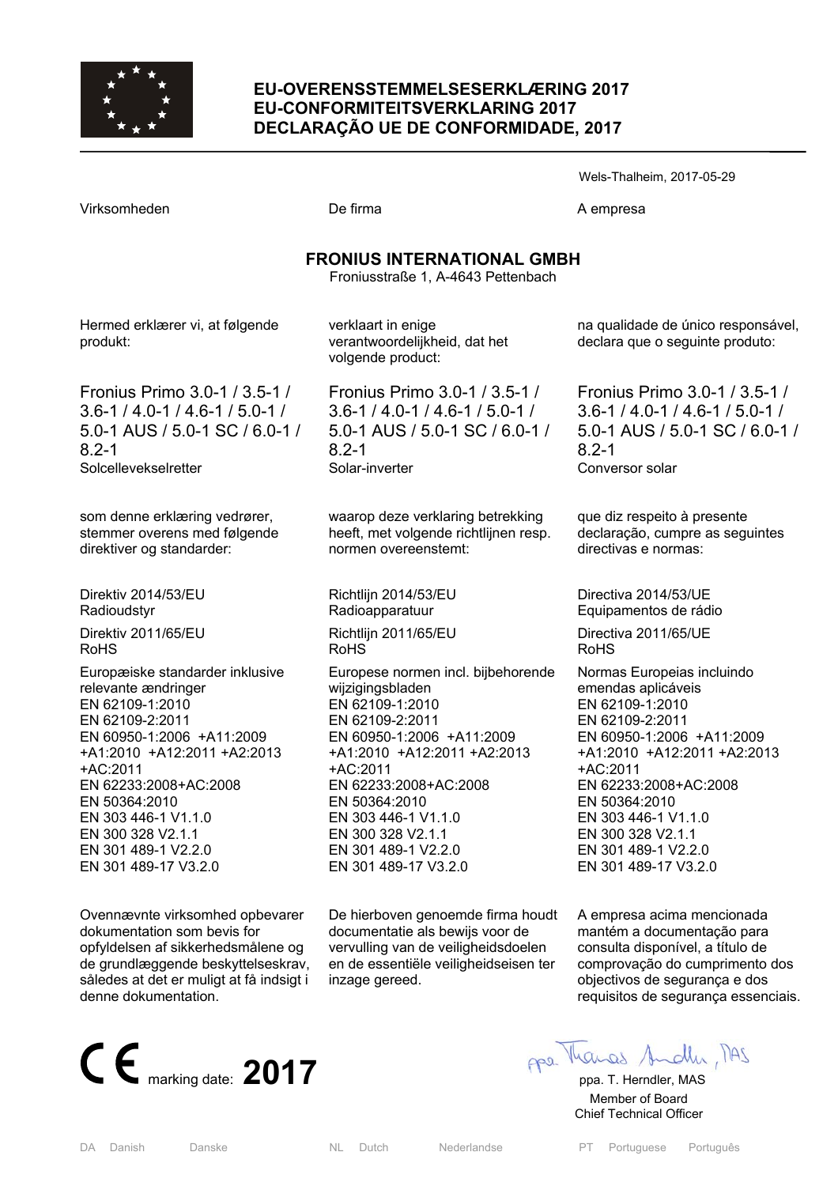# EU-OVERENSSTEMMELSESERKLÆRING 2017
# EU-CONFORMITEITSVERKLARING 2017
# DECLARAÇÃO UE DE CONFORMIDADE, 2017

Wels-Thalheim, 2017-05-29

Virksomheden

**FRONIUS INTERNATIONAL GMBH**
Froniusstraße 1, A-4643 Pettenbach

Hermed erklærer vi, at følgende produkt:

Fronius Primo 3.0-1 / 3.5-1 / 3.6-1 / 4.0-1 / 4.6-1 / 5.0-1 / 5.0-1 AUS / 5.0-1 SC / 6.0-1 / 8.2-1
Solcellevekselretter

som denne erklæring vedrører, stemmer overens med følgende direktiver og standarder:

Direktiv 2014/53/EU
Radioudstyr

Direktiv 2011/65/EU
RoHS

Europæiske standarder inklusive relevante ændringer
EN 62109-1:2010
EN 62109-2:2011
EN 60950-1:2006 +A11:2009 +A1:2010 +A12:2011 +A2:2013 +AC:2011
EN 62233:2008+AC:2008
EN 50364:2010
EN 303 446-1 V1.1.0
EN 300 328 V2.1.1
EN 301 489-1 V2.2.0
EN 301 489-17 V3.2.0

Ovennævnte virksomhed opbevarer dokumentation som bevis for opfyldelsen af sikkerhedsmålene og de grundlæggende beskyttelseskrav, således at det er muligt at få indsigt i denne dokumentation.

De firma

**FRONIUS INTERNATIONAL GMBH**
Froniusstraße 1, A-4643 Pettenbach

verklaart in enige verantwoordelijkheid, dat het volgende product:

Fronius Primo 3.0-1 / 3.5-1 / 3.6-1 / 4.0-1 / 4.6-1 / 5.0-1 / 5.0-1 AUS / 5.0-1 SC / 6.0-1 / 8.2-1
Solar-inverter

waarop deze verklaring betrekking heeft, met volgende richtlijnen resp. normen overeenstemt:

Richtlijn 2014/53/EU
Radioapparatuur

Richtlijn 2011/65/EU
RoHS

Europese normen incl. bijbehorende wijzigingsbladen
EN 62109-1:2010
EN 62109-2:2011
EN 60950-1:2006 +A11:2009 +A1:2010 +A12:2011 +A2:2013 +AC:2011
EN 62233:2008+AC:2008
EN 50364:2010
EN 303 446-1 V1.1.0
EN 300 328 V2.1.1
EN 301 489-1 V2.2.0
EN 301 489-17 V3.2.0

De hierboven genoemde firma houdt documentatie als bewijs voor de vervulling van de veiligheidsdoelen en de essentiële veiligheidseisen ter inzage gereed.

A empresa

**FRONIUS INTERNATIONAL GMBH**
Froniusstraße 1, A-4643 Pettenbach

na qualidade de único responsável, declara que o seguinte produto:

Fronius Primo 3.0-1 / 3.5-1 / 3.6-1 / 4.0-1 / 4.6-1 / 5.0-1 / 5.0-1 AUS / 5.0-1 SC / 6.0-1 / 8.2-1
Conversor solar

que diz respeito à presente declaração, cumpre as seguintes directivas e normas:

Directiva 2014/53/UE
Equipamentos de rádio

Directiva 2011/65/UE
RoHS

Normas Europeias incluindo emendas aplicáveis
EN 62109-1:2010
EN 62109-2:2011
EN 60950-1:2006 +A11:2009 +A1:2010 +A12:2011 +A2:2013 +AC:2011
EN 62233:2008+AC:2008
EN 50364:2010
EN 303 446-1 V1.1.0
EN 300 328 V2.1.1
EN 301 489-1 V2.2.0
EN 301 489-17 V3.2.0

A empresa acima mencionada mantém a documentação para consulta disponível, a título de comprovação do cumprimento dos objectivos de segurança e dos requisitos de segurança essenciais.

CE marking date: **2017**

ppa. T. Herndler, MAS
Member of Board
Chief Technical Officer

DA Danish Danske NL Dutch Nederlandse PT Portuguese Português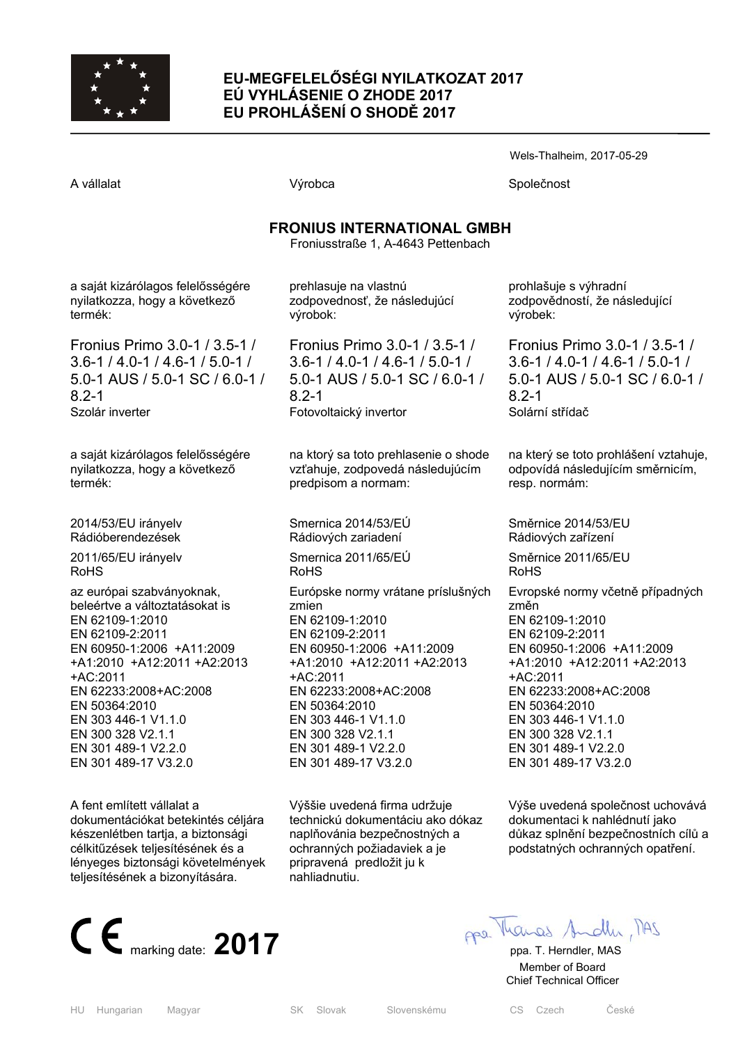**EU-MEGFELELŐSÉGI NYILATKOZAT 2017**
**EÚ VYHLÁSENIE O ZHODE 2017**
**EU PROHLÁŠENÍ O SHODĚ 2017**

Wels-Thalheim, 2017-05-29

A vállalat

**FRONIUS INTERNATIONAL GMBH**
Froniusstraße 1, A-4643 Pettenbach

a saját kizárólagos felelősségére nyilatkozza, hogy a következő termék:

Fronius Primo 3.0-1 / 3.5-1 / 3.6-1 / 4.0-1 / 4.6-1 / 5.0-1 / 5.0-1 AUS / 5.0-1 SC / 6.0-1 / 8.2-1
Szolár inverter

a saját kizárólagos felelősségére nyilatkozza, hogy a következő termék:

2014/53/EU irányelv
Rádióberendezések

2011/65/EU irányelv
RoHS

az európai szabványoknak, beleértve a változtatásokat is
EN 62109-1:2010
EN 62109-2:2011
EN 60950-1:2006 +A11:2009 +A1:2010 +A12:2011 +A2:2013 +AC:2011
EN 62233:2008+AC:2008
EN 50364:2010
EN 303 446-1 V1.1.0
EN 300 328 V2.1.1
EN 301 489-1 V2.2.0
EN 301 489-17 V3.2.0

A fent említett vállalat a dokumentációkat betekintés céljára készenlétben tartja, a biztonsági célkitűzések teljesítésének és a lényeges biztonsági követelmények teljesítésének a bizonyítására.

Výrobca

**FRONIUS INTERNATIONAL GMBH**
Froniusstraße 1, A-4643 Pettenbach

prehlasuje na vlastnú zodpovednosť, že následujúci výrobok:

Fronius Primo 3.0-1 / 3.5-1 / 3.6-1 / 4.0-1 / 4.6-1 / 5.0-1 / 5.0-1 AUS / 5.0-1 SC / 6.0-1 / 8.2-1
Fotovoltaický invertor

na ktorý sa toto prehlasenie o shode vzťahuje, zodpovedá následujúcim predpisom a normam:

Smernica 2014/53/EÚ
Rádiových zariadení

Smernica 2011/65/EÚ
RoHS

Európske normy vrátane príslušných zmien
EN 62109-1:2010
EN 62109-2:2011
EN 60950-1:2006 +A11:2009 +A1:2010 +A12:2011 +A2:2013 +AC:2011
EN 62233:2008+AC:2008
EN 50364:2010
EN 303 446-1 V1.1.0
EN 300 328 V2.1.1
EN 301 489-1 V2.2.0
EN 301 489-17 V3.2.0

Výššie uvedená firma udržuje technickú dokumentáciu ako dókaz naplňovánia bezpečnostných a ochranných požiadaviek a je pripravená predložit ju k nahliadnutiu.

Společnost

**FRONIUS INTERNATIONAL GMBH**
Froniusstraße 1, A-4643 Pettenbach

prohlašuje s výhradní zodpovědností, že následující výrobek:

Fronius Primo 3.0-1 / 3.5-1 / 3.6-1 / 4.0-1 / 4.6-1 / 5.0-1 / 5.0-1 AUS / 5.0-1 SC / 6.0-1 / 8.2-1
Solární střídač

na který se toto prohlášení vztahuje, odpovídá následujícím směrnicím, resp. normám:

Směrnice 2014/53/EU
Rádiových zařízení

Směrnice 2011/65/EU
RoHS

Evropské normy včetně případných změn
EN 62109-1:2010
EN 62109-2:2011
EN 60950-1:2006 +A11:2009 +A1:2010 +A12:2011 +A2:2013 +AC:2011
EN 62233:2008+AC:2008
EN 50364:2010
EN 303 446-1 V1.1.0
EN 300 328 V2.1.1
EN 301 489-1 V2.2.0
EN 301 489-17 V3.2.0

Výše uvedená společnost uchovává dokumentaci k nahlédnutí jako důkaz splnění bezpečnostních cílů a podstatných ochranných opatření.

CE marking date: **2017**

ppa. T. Herndler, MAS
Member of Board
Chief Technical Officer

HU Hungarian Magyar | SK Slovak Slovenskému | CS Czech České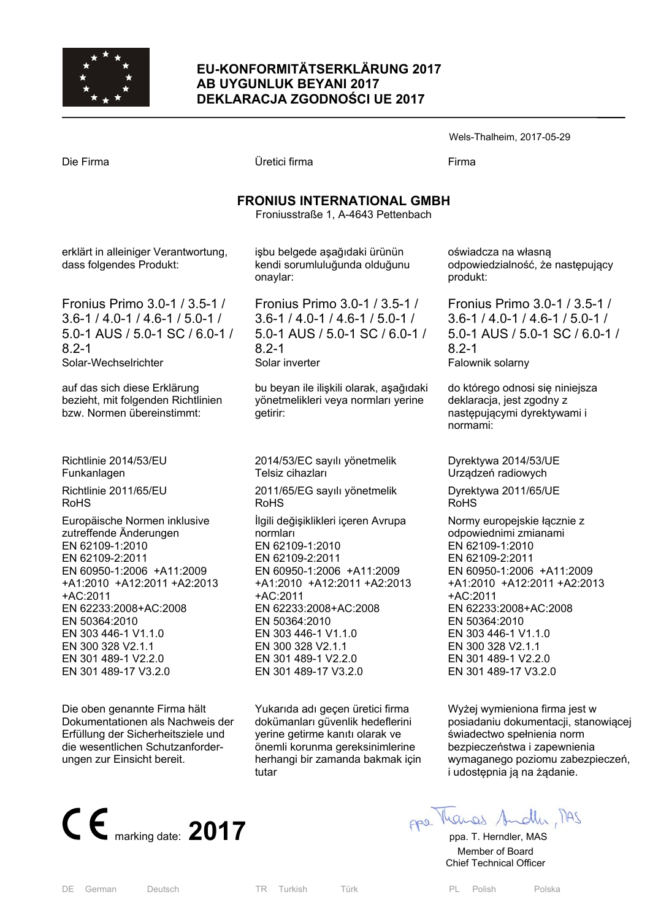# EU-KONFORMITÄTSERKLÄRUNG 2017
# AB UYGUNLUK BEYANI 2017
# DEKLARACJA ZGODNOŚCI UE 2017

Wels-Thalheim, 2017-05-29

| Die Firma | Üretici firma | Firma |
|---|---|---|

**FRONIUS INTERNATIONAL GMBH**
Froniusstraße 1, A-4643 Pettenbach

| | | |
|---|---|---|
| erklärt in alleiniger Verantwortung, dass folgendes Produkt: | işbu belgede aşağıdaki ürünün kendi sorumluluğunda olduğunu onaylar: | oświadcza na własną odpowiedzialność, że następujący produkt: |
| Fronius Primo 3.0-1 / 3.5-1 / 3.6-1 / 4.0-1 / 4.6-1 / 5.0-1 / 5.0-1 AUS / 5.0-1 SC / 6.0-1 / 8.2-1<br>Solar-Wechselrichter | Fronius Primo 3.0-1 / 3.5-1 / 3.6-1 / 4.0-1 / 4.6-1 / 5.0-1 / 5.0-1 AUS / 5.0-1 SC / 6.0-1 / 8.2-1<br>Solar inverter | Fronius Primo 3.0-1 / 3.5-1 / 3.6-1 / 4.0-1 / 4.6-1 / 5.0-1 / 5.0-1 AUS / 5.0-1 SC / 6.0-1 / 8.2-1<br>Falownik solarny |
| auf das sich diese Erklärung bezieht, mit folgenden Richtlinien bzw. Normen übereinstimmt: | bu beyan ile ilişkili olarak, aşağıdaki yönetmelikleri veya normları yerine getirir: | do którego odnosi się niniejsza deklaracja, jest zgodny z następującymi dyrektywami i normami: |
| Richtlinie 2014/53/EU<br>Funkanlagen | 2014/53/EC sayılı yönetmelik<br>Telsiz cihazları | Dyrektywa 2014/53/UE<br>Urządzeń radiowych |
| Richtlinie 2011/65/EU<br>RoHS | 2011/65/EG sayılı yönetmelik<br>RoHS | Dyrektywa 2011/65/UE<br>RoHS |
| Europäische Normen inklusive zutreffende Änderungen<br>EN 62109-1:2010<br>EN 62109-2:2011<br>EN 60950-1:2006 +A11:2009 +A1:2010 +A12:2011 +A2:2013 +AC:2011<br>EN 62233:2008+AC:2008<br>EN 50364:2010<br>EN 303 446-1 V1.1.0<br>EN 300 328 V2.1.1<br>EN 301 489-1 V2.2.0<br>EN 301 489-17 V3.2.0 | İlgili değişiklikleri içeren Avrupa normları<br>EN 62109-1:2010<br>EN 62109-2:2011<br>EN 60950-1:2006 +A11:2009 +A1:2010 +A12:2011 +A2:2013 +AC:2011<br>EN 62233:2008+AC:2008<br>EN 50364:2010<br>EN 303 446-1 V1.1.0<br>EN 300 328 V2.1.1<br>EN 301 489-1 V2.2.0<br>EN 301 489-17 V3.2.0 | Normy europejskie łącznie z odpowiednimi zmianami<br>EN 62109-1:2010<br>EN 62109-2:2011<br>EN 60950-1:2006 +A11:2009 +A1:2010 +A12:2011 +A2:2013 +AC:2011<br>EN 62233:2008+AC:2008<br>EN 50364:2010<br>EN 303 446-1 V1.1.0<br>EN 300 328 V2.1.1<br>EN 301 489-1 V2.2.0<br>EN 301 489-17 V3.2.0 |
| Die oben genannte Firma hält Dokumentationen als Nachweis der Erfüllung der Sicherheitsziele und die wesentlichen Schutzanforderungen zur Einsicht bereit. | Yukarıda adı geçen üretici firma dokümanları güvenlik hedeflerini yerine getirme kanıtı olarak ve önemli korunma gereksinimlerine herhangi bir zamanda bakmak için tutar | Wyżej wymieniona firma jest w posiadaniu dokumentacji, stanowiącej świadectwo spełnienia norm bezpieczeństwa i zapewnienia wymaganego poziomu zabezpieczeń, i udostępnia ją na żądanie. |

CE marking date: **2017**

ppa. T. Herndler, MAS
Member of Board
Chief Technical Officer

DE German Deutsch | TR Turkish Türk | PL Polish Polska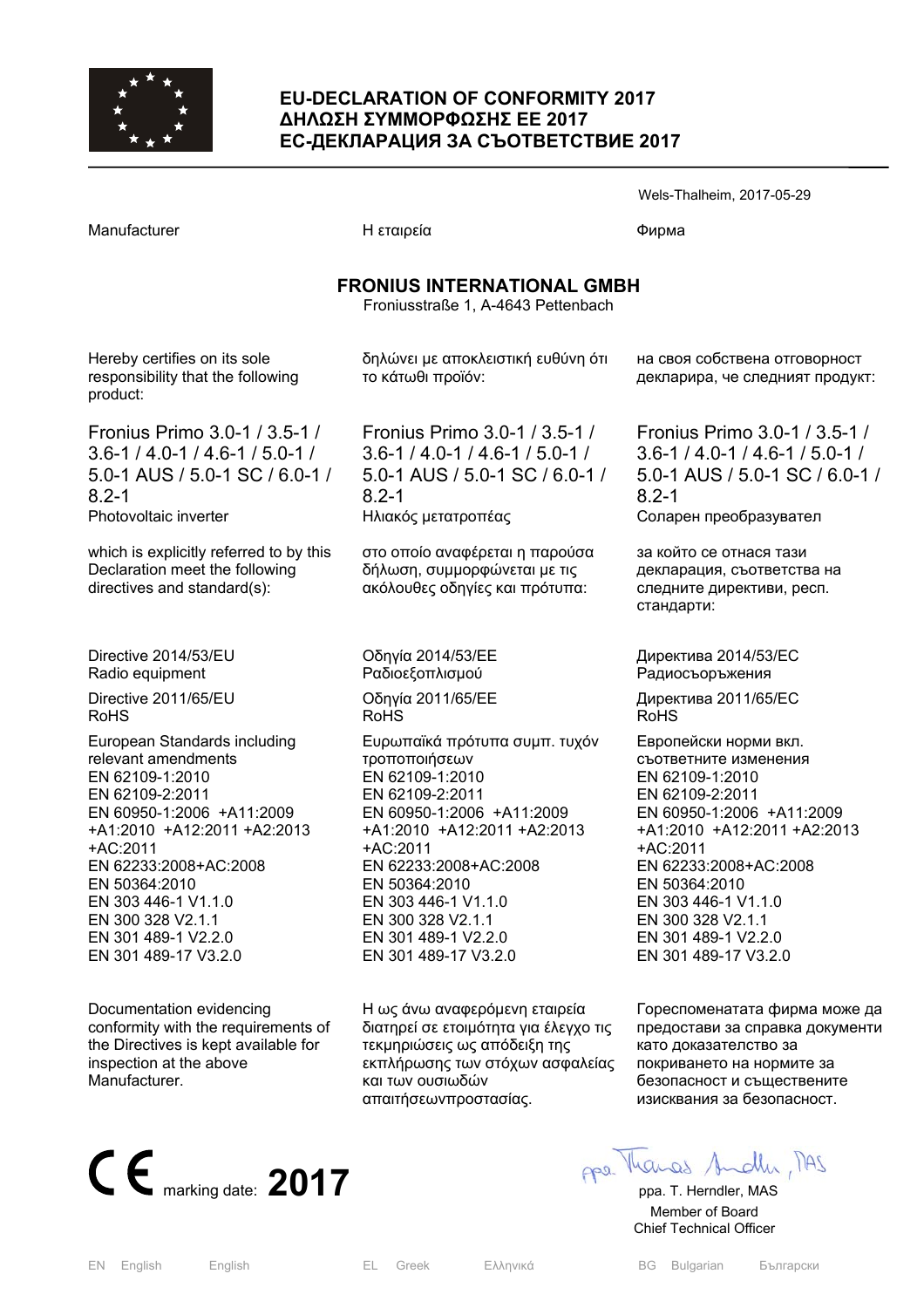# EU-DECLARATION OF CONFORMITY 2017
# ΔΗΛΩΣΗ ΣΥΜΜΟΡΦΩΣΗΣ ΕΕ 2017
# ЕС-ДЕКЛАРАЦИЯ ЗА СЪОТВЕТСТВИЕ 2017

Wels-Thalheim, 2017-05-29

| Manufacturer | Η εταιρεία | Фирма |
|---|---|---|

**FRONIUS INTERNATIONAL GMBH**
Froniusstraße 1, A-4643 Pettenbach

| | | |
|---|---|---|
| Hereby certifies on its sole responsibility that the following product: | δηλώνει με αποκλειστική ευθύνη ότι το κάτωθι προϊόν: | на своя собствена отговорност декларира, че следният продукт: |
| Fronius Primo 3.0-1 / 3.5-1 / 3.6-1 / 4.0-1 / 4.6-1 / 5.0-1 / 5.0-1 AUS / 5.0-1 SC / 6.0-1 / 8.2-1 | Fronius Primo 3.0-1 / 3.5-1 / 3.6-1 / 4.0-1 / 4.6-1 / 5.0-1 / 5.0-1 AUS / 5.0-1 SC / 6.0-1 / 8.2-1 | Fronius Primo 3.0-1 / 3.5-1 / 3.6-1 / 4.0-1 / 4.6-1 / 5.0-1 / 5.0-1 AUS / 5.0-1 SC / 6.0-1 / 8.2-1 |
| Photovoltaic inverter | Ηλιακός μετατροπέας | Соларен преобразувател |
| which is explicitly referred to by this Declaration meet the following directives and standard(s): | στο οποίο αναφέρεται η παρούσα δήλωση, συμμορφώνεται με τις ακόλουθες οδηγίες και πρότυπα: | за който се отнася тази декларация, съответства на следните директиви, респ. стандарти: |
| Directive 2014/53/EU<br>Radio equipment | Οδηγία 2014/53/ΕΕ<br>Ραδιοεξοπλισμού | Директива 2014/53/ЕС<br>Радиосъоръжения |
| Directive 2011/65/EU<br>RoHS | Οδηγία 2011/65/ΕΕ<br>RoHS | Директива 2011/65/ЕС<br>RoHS |
| European Standards including relevant amendments<br>EN 62109-1:2010<br>EN 62109-2:2011<br>EN 60950-1:2006 +A11:2009 +A1:2010 +A12:2011 +A2:2013 +AC:2011<br>EN 62233:2008+AC:2008<br>EN 50364:2010<br>EN 303 446-1 V1.1.0<br>EN 300 328 V2.1.1<br>EN 301 489-1 V2.2.0<br>EN 301 489-17 V3.2.0 | Ευρωπαϊκά πρότυπα συμπ. τυχόν τροποποιήσεων<br>EN 62109-1:2010<br>EN 62109-2:2011<br>EN 60950-1:2006 +A11:2009 +A1:2010 +A12:2011 +A2:2013 +AC:2011<br>EN 62233:2008+AC:2008<br>EN 50364:2010<br>EN 303 446-1 V1.1.0<br>EN 300 328 V2.1.1<br>EN 301 489-1 V2.2.0<br>EN 301 489-17 V3.2.0 | Европейски норми вкл. съответните изменения<br>EN 62109-1:2010<br>EN 62109-2:2011<br>EN 60950-1:2006 +A11:2009 +A1:2010 +A12:2011 +A2:2013 +AC:2011<br>EN 62233:2008+AC:2008<br>EN 50364:2010<br>EN 303 446-1 V1.1.0<br>EN 300 328 V2.1.1<br>EN 301 489-1 V2.2.0<br>EN 301 489-17 V3.2.0 |
| Documentation evidencing conformity with the requirements of the Directives is kept available for inspection at the above Manufacturer. | Η ως άνω αναφερόμενη εταιρεία διατηρεί σε ετοιμότητα για έλεγχο τις τεκμηριώσεις ως απόδειξη της εκπλήρωσης των στόχων ασφαλείας και των ουσιωδών απαιτήσεωνπροστασίας. | Гореспоменатата фирма може да предостави за справка документи като доказателство за покриването на нормите за безопасност и съществените изисквания за безопасност. |

CE marking date: **2017**

ppa. T. Herndler, MAS
Member of Board
Chief Technical Officer

EN English English | EL Greek Ελληνικά | BG Bulgarian Български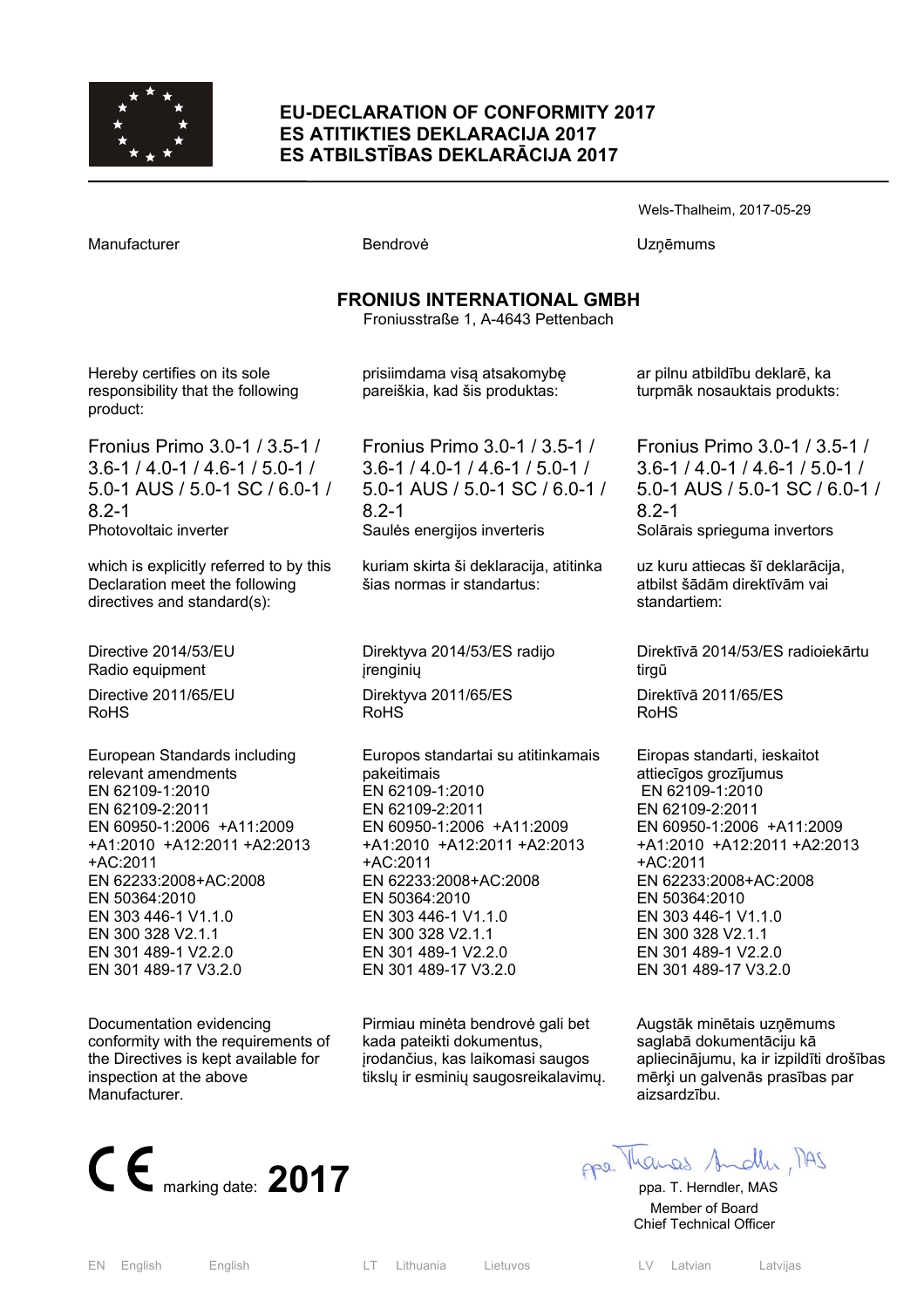# EU-DECLARATION OF CONFORMITY 2017
# ES ATITIKTIES DEKLARACIJA 2017
# ES ATBILSTĪBAS DEKLARĀCIJA 2017

Wels-Thalheim, 2017-05-29

Manufacturer

Bendrovė

Uzņēmums

**FRONIUS INTERNATIONAL GMBH**
Froniusstraße 1, A-4643 Pettenbach

Hereby certifies on its sole responsibility that the following product:

Fronius Primo 3.0-1 / 3.5-1 / 3.6-1 / 4.0-1 / 4.6-1 / 5.0-1 / 5.0-1 AUS / 5.0-1 SC / 6.0-1 / 8.2-1
Photovoltaic inverter

which is explicitly referred to by this Declaration meet the following directives and standard(s):

Directive 2014/53/EU
Radio equipment

Directive 2011/65/EU
RoHS

European Standards including relevant amendments
EN 62109-1:2010
EN 62109-2:2011
EN 60950-1:2006 +A11:2009 +A1:2010 +A12:2011 +A2:2013 +AC:2011
EN 62233:2008+AC:2008
EN 50364:2010
EN 303 446-1 V1.1.0
EN 300 328 V2.1.1
EN 301 489-1 V2.2.0
EN 301 489-17 V3.2.0

Documentation evidencing conformity with the requirements of the Directives is kept available for inspection at the above Manufacturer.

prisiimdama visą atsakomybę pareiškia, kad šis produktas:

Fronius Primo 3.0-1 / 3.5-1 / 3.6-1 / 4.0-1 / 4.6-1 / 5.0-1 / 5.0-1 AUS / 5.0-1 SC / 6.0-1 / 8.2-1
Saulės energijos inverteris

kuriam skirta ši deklaracija, atitinka šias normas ir standartus:

Direktyva 2014/53/ES radijo įrenginių

Direktyva 2011/65/ES
RoHS

Europos standartai su atitinkamais pakeitimais
EN 62109-1:2010
EN 62109-2:2011
EN 60950-1:2006 +A11:2009 +A1:2010 +A12:2011 +A2:2013 +AC:2011
EN 62233:2008+AC:2008
EN 50364:2010
EN 303 446-1 V1.1.0
EN 300 328 V2.1.1
EN 301 489-1 V2.2.0
EN 301 489-17 V3.2.0

Pirmiau minėta bendrovė gali bet kada pateikti dokumentus, įrodančius, kas laikomasi saugos tikslų ir esminių saugosreikalavimų.

ar pilnu atbildību deklarē, ka turpmāk nosauktais produkts:

Fronius Primo 3.0-1 / 3.5-1 / 3.6-1 / 4.0-1 / 4.6-1 / 5.0-1 / 5.0-1 AUS / 5.0-1 SC / 6.0-1 / 8.2-1
Solārais sprieguma invertors

uz kuru attiecas šī deklarācija, atbilst šādām direktīvām vai standartiem:

Direktīvā 2014/53/ES radioiekārtu tirgū

Direktīvā 2011/65/ES
RoHS

Eiropas standarti, ieskaitot attiecīgos grozījumus
EN 62109-1:2010
EN 62109-2:2011
EN 60950-1:2006 +A11:2009 +A1:2010 +A12:2011 +A2:2013 +AC:2011
EN 62233:2008+AC:2008
EN 50364:2010
EN 303 446-1 V1.1.0
EN 300 328 V2.1.1
EN 301 489-1 V2.2.0
EN 301 489-17 V3.2.0

Augstāk minētais uzņēmums saglabā dokumentāciju kā apliecinājumu, ka ir izpildīti drošības mērķi un galvenās prasības par aizsardzību.

CE marking date: **2017**

ppa. T. Herndler, MAS
Member of Board
Chief Technical Officer

EN English English LT Lithuania Lietuvos LV Latvian Latvijas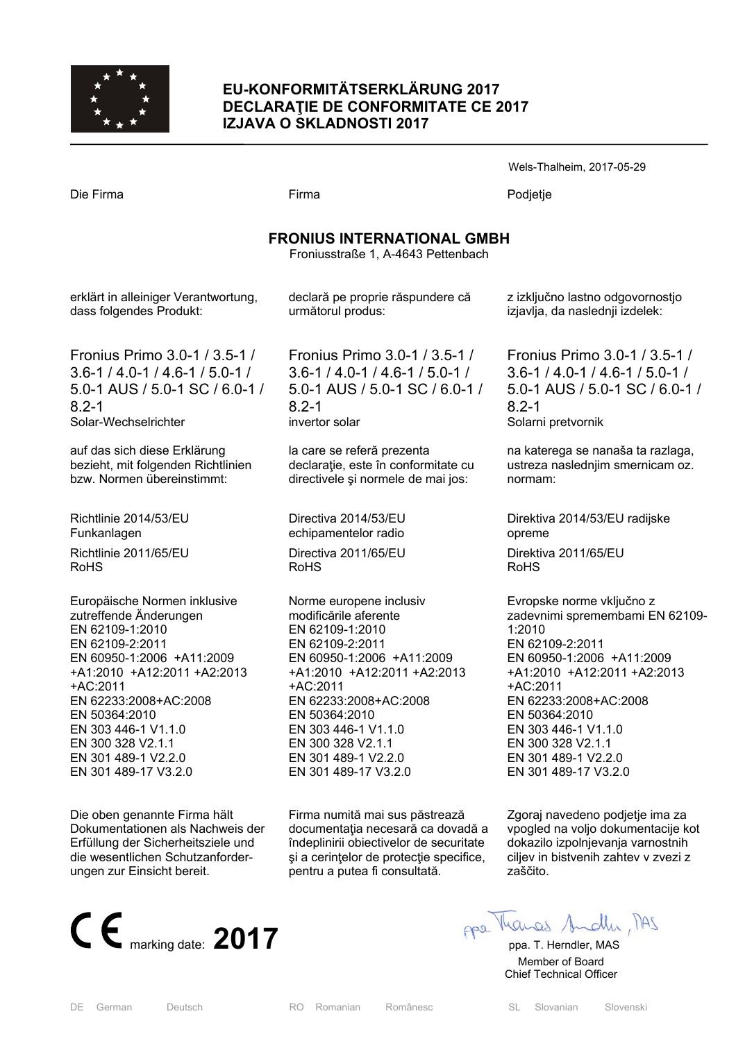# EU-KONFORMITÄTSERKLÄRUNG 2017
# DECLARAŢIE DE CONFORMITATE CE 2017
# IZJAVA O SKLADNOSTI 2017

Wels-Thalheim, 2017-05-29

Die Firma

**FRONIUS INTERNATIONAL GMBH**
Froniusstraße 1, A-4643 Pettenbach

erklärt in alleiniger Verantwortung, dass folgendes Produkt:

Fronius Primo 3.0-1 / 3.5-1 / 3.6-1 / 4.0-1 / 4.6-1 / 5.0-1 / 5.0-1 AUS / 5.0-1 SC / 6.0-1 / 8.2-1
Solar-Wechselrichter

auf das sich diese Erklärung bezieht, mit folgenden Richtlinien bzw. Normen übereinstimmt:

Richtlinie 2014/53/EU
Funkanlagen

Richtlinie 2011/65/EU
RoHS

Europäische Normen inklusive zutreffende Änderungen
EN 62109-1:2010
EN 62109-2:2011
EN 60950-1:2006 +A11:2009 +A1:2010 +A12:2011 +A2:2013 +AC:2011
EN 62233:2008+AC:2008
EN 50364:2010
EN 303 446-1 V1.1.0
EN 300 328 V2.1.1
EN 301 489-1 V2.2.0
EN 301 489-17 V3.2.0

Die oben genannte Firma hält Dokumentationen als Nachweis der Erfüllung der Sicherheitsziele und die wesentlichen Schutzanforderungen zur Einsicht bereit.

Firma

**FRONIUS INTERNATIONAL GMBH**
Froniusstraße 1, A-4643 Pettenbach

declară pe proprie răspundere că următorul produs:

Fronius Primo 3.0-1 / 3.5-1 / 3.6-1 / 4.0-1 / 4.6-1 / 5.0-1 / 5.0-1 AUS / 5.0-1 SC / 6.0-1 / 8.2-1
invertor solar

la care se referă prezenta declaraţie, este în conformitate cu directivele şi normele de mai jos:

Directiva 2014/53/EU
echipamentelor radio

Directiva 2011/65/EU
RoHS

Norme europene inclusiv modificările aferente
EN 62109-1:2010
EN 62109-2:2011
EN 60950-1:2006 +A11:2009 +A1:2010 +A12:2011 +A2:2013 +AC:2011
EN 62233:2008+AC:2008
EN 50364:2010
EN 303 446-1 V1.1.0
EN 300 328 V2.1.1
EN 301 489-1 V2.2.0
EN 301 489-17 V3.2.0

Firma numită mai sus păstrează documentaţia necesară ca dovadă a îndeplinirii obiectivelor de securitate şi a cerinţelor de protecţie specifice, pentru a putea fi consultată.

Podjetje

**FRONIUS INTERNATIONAL GMBH**
Froniusstraße 1, A-4643 Pettenbach

z izključno lastno odgovornostjo izjavlja, da naslednji izdelek:

Fronius Primo 3.0-1 / 3.5-1 / 3.6-1 / 4.0-1 / 4.6-1 / 5.0-1 / 5.0-1 AUS / 5.0-1 SC / 6.0-1 / 8.2-1
Solarni pretvornik

na katerega se nanaša ta razlaga, ustreza naslednjim smernicam oz. normam:

Direktiva 2014/53/EU radijske opreme

Direktiva 2011/65/EU
RoHS

Evropske norme vključno z zadevnimi spremembami EN 62109-1:2010
EN 62109-2:2011
EN 60950-1:2006 +A11:2009 +A1:2010 +A12:2011 +A2:2013 +AC:2011
EN 62233:2008+AC:2008
EN 50364:2010
EN 303 446-1 V1.1.0
EN 300 328 V2.1.1
EN 301 489-1 V2.2.0
EN 301 489-17 V3.2.0

Zgoraj navedeno podjetje ima za vpogled na voljo dokumentacije kot dokazilo izpolnjevanja varnostnih ciljev in bistvenih zahtev v zvezi z zaščito.

CE marking date: **2017**

ppa. T. Herndler, MAS
Member of Board
Chief Technical Officer

DE German Deutsch | RO Romanian Românesc | SL Slovanian Slovenski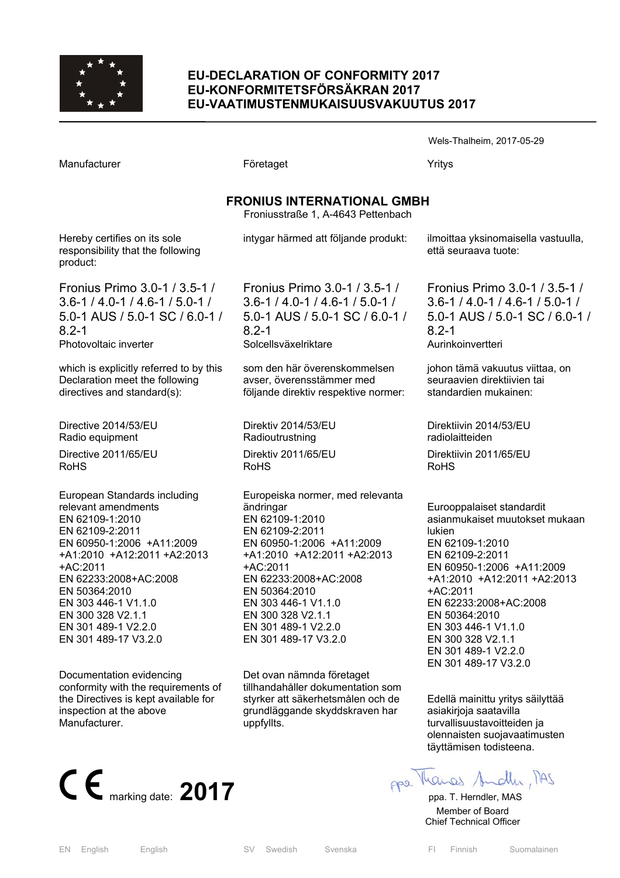# EU-DECLARATION OF CONFORMITY 2017
# EU-KONFORMITETSFÖRSÄKRAN 2017
# EU-VAATIMUSTENMUKAISUUSVAKUUTUS 2017

Wels-Thalheim, 2017-05-29

| Manufacturer | Företaget | Yritys |
|---|---|---|

**FRONIUS INTERNATIONAL GMBH**
Froniusstraße 1, A-4643 Pettenbach

| | | |
|---|---|---|
| Hereby certifies on its sole responsibility that the following product: | intygar härmed att följande produkt: | ilmoittaa yksinomaisella vastuulla, että seuraava tuote: |
| Fronius Primo 3.0-1 / 3.5-1 / 3.6-1 / 4.0-1 / 4.6-1 / 5.0-1 / 5.0-1 AUS / 5.0-1 SC / 6.0-1 / 8.2-1<br>Photovoltaic inverter | Fronius Primo 3.0-1 / 3.5-1 / 3.6-1 / 4.0-1 / 4.6-1 / 5.0-1 / 5.0-1 AUS / 5.0-1 SC / 6.0-1 / 8.2-1<br>Solcellsväxelriktare | Fronius Primo 3.0-1 / 3.5-1 / 3.6-1 / 4.0-1 / 4.6-1 / 5.0-1 / 5.0-1 AUS / 5.0-1 SC / 6.0-1 / 8.2-1<br>Aurinkoinvertteri |
| which is explicitly referred to by this Declaration meet the following directives and standard(s): | som den här överenskommelsen avser, överensstämmer med följande direktiv respektive normer: | johon tämä vakuutus viittaa, on seuraavien direktiivien tai standardien mukainen: |
| Directive 2014/53/EU<br>Radio equipment | Direktiv 2014/53/EU<br>Radioutrustning | Direktiivin 2014/53/EU<br>radiolaitteiden |
| Directive 2011/65/EU<br>RoHS | Direktiv 2011/65/EU<br>RoHS | Direktiivin 2011/65/EU<br>RoHS |
| European Standards including relevant amendments<br>EN 62109-1:2010<br>EN 62109-2:2011<br>EN 60950-1:2006 +A11:2009 +A1:2010 +A12:2011 +A2:2013 +AC:2011<br>EN 62233:2008+AC:2008<br>EN 50364:2010<br>EN 303 446-1 V1.1.0<br>EN 300 328 V2.1.1<br>EN 301 489-1 V2.2.0<br>EN 301 489-17 V3.2.0 | Europeiska normer, med relevanta ändringar<br>EN 62109-1:2010<br>EN 62109-2:2011<br>EN 60950-1:2006 +A11:2009 +A1:2010 +A12:2011 +A2:2013 +AC:2011<br>EN 62233:2008+AC:2008<br>EN 50364:2010<br>EN 303 446-1 V1.1.0<br>EN 300 328 V2.1.1<br>EN 301 489-1 V2.2.0<br>EN 301 489-17 V3.2.0 | Eurooppalaiset standardit asianmukaiset muutokset mukaan lukien<br>EN 62109-1:2010<br>EN 62109-2:2011<br>EN 60950-1:2006 +A11:2009 +A1:2010 +A12:2011 +A2:2013 +AC:2011<br>EN 62233:2008+AC:2008<br>EN 50364:2010<br>EN 303 446-1 V1.1.0<br>EN 300 328 V2.1.1<br>EN 301 489-1 V2.2.0<br>EN 301 489-17 V3.2.0 |
| Documentation evidencing conformity with the requirements of the Directives is kept available for inspection at the above Manufacturer. | Det ovan nämnda företaget tillhandahåller dokumentation som styrker att säkerhetsmålen och de grundläggande skyddskraven har uppfyllts. | Edellä mainittu yritys säilyttää asiakirjoja saatavilla turvallisuustavoitteiden ja olennaisten suojavaatimusten täyttämisen todisteena. |

CE marking date: **2017**

ppa. T. Herndler, MAS
Member of Board
Chief Technical Officer

EN English English | SV Swedish Svenska | FI Finnish Suomalainen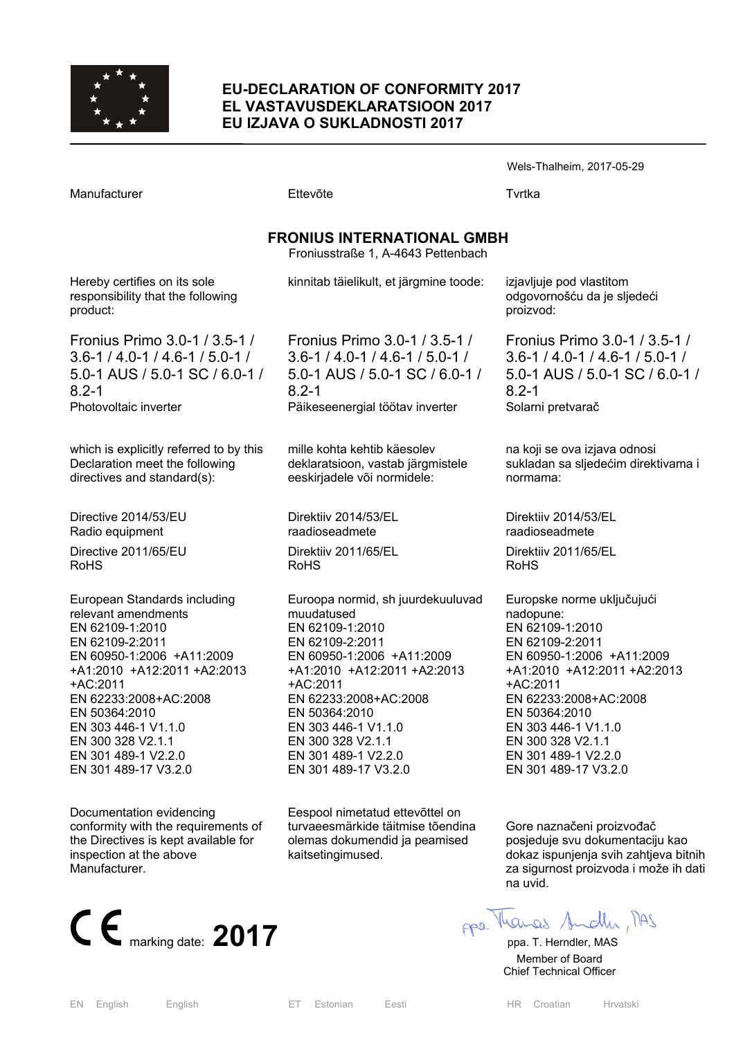**EU-DECLARATION OF CONFORMITY 2017**
**EL VASTAVUSDEKLARATSIOON 2017**
**EU IZJAVA O SUKLADNOSTI 2017**

Wels-Thalheim, 2017-05-29

| Manufacturer | Ettevõte | Tvrtka |
| --- | --- | --- |

**FRONIUS INTERNATIONAL GMBH**
Froniusstraße 1, A-4643 Pettenbach

| | | |
| --- | --- | --- |
| Hereby certifies on its sole responsibility that the following product: | kinnitab täielikult, et järgmine toode: | izjavljuje pod vlastitom odgovornošću da je sljedeći proizvod: |
| Fronius Primo 3.0-1 / 3.5-1 / 3.6-1 / 4.0-1 / 4.6-1 / 5.0-1 / 5.0-1 AUS / 5.0-1 SC / 6.0-1 / 8.2-1 | Fronius Primo 3.0-1 / 3.5-1 / 3.6-1 / 4.0-1 / 4.6-1 / 5.0-1 / 5.0-1 AUS / 5.0-1 SC / 6.0-1 / 8.2-1 | Fronius Primo 3.0-1 / 3.5-1 / 3.6-1 / 4.0-1 / 4.6-1 / 5.0-1 / 5.0-1 AUS / 5.0-1 SC / 6.0-1 / 8.2-1 |
| Photovoltaic inverter | Päikeseenergial töötav inverter | Solarni pretvarač |
| which is explicitly referred to by this Declaration meet the following directives and standard(s): | mille kohta kehtib käesolev deklaratsioon, vastab järgmistele eeskirjadele või normidele: | na koji se ova izjava odnosi sukladan sa sljedećim direktivama i normama: |
| Directive 2014/53/EU<br>Radio equipment | Direktiiv 2014/53/EL<br>raadioseadmete | Direktiiv 2014/53/EL<br>raadioseadmete |
| Directive 2011/65/EU<br>RoHS | Direktiiv 2011/65/EL<br>RoHS | Direktiiv 2011/65/EL<br>RoHS |
| European Standards including relevant amendments<br>EN 62109-1:2010<br>EN 62109-2:2011<br>EN 60950-1:2006 +A11:2009 +A1:2010 +A12:2011 +A2:2013 +AC:2011<br>EN 62233:2008+AC:2008<br>EN 50364:2010<br>EN 303 446-1 V1.1.0<br>EN 300 328 V2.1.1<br>EN 301 489-1 V2.2.0<br>EN 301 489-17 V3.2.0 | Euroopa normid, sh juurdekuuluvad muudatused<br>EN 62109-1:2010<br>EN 62109-2:2011<br>EN 60950-1:2006 +A11:2009 +A1:2010 +A12:2011 +A2:2013 +AC:2011<br>EN 62233:2008+AC:2008<br>EN 50364:2010<br>EN 303 446-1 V1.1.0<br>EN 300 328 V2.1.1<br>EN 301 489-1 V2.2.0<br>EN 301 489-17 V3.2.0 | Europske norme uključujući nadopune:<br>EN 62109-1:2010<br>EN 62109-2:2011<br>EN 60950-1:2006 +A11:2009 +A1:2010 +A12:2011 +A2:2013 +AC:2011<br>EN 62233:2008+AC:2008<br>EN 50364:2010<br>EN 303 446-1 V1.1.0<br>EN 300 328 V2.1.1<br>EN 301 489-1 V2.2.0<br>EN 301 489-17 V3.2.0 |
| Documentation evidencing conformity with the requirements of the Directives is kept available for inspection at the above Manufacturer. | Eespool nimetatud ettevõttel on turvaeesmärkide täitmise tõendina olemas dokumendid ja peamised kaitsetingimused. | Gore naznačeni proizvođač posjeduje svu dokumentaciju kao dokaz ispunjenja svih zahtjeva bitnih za sigurnost proizvoda i može ih dati na uvid. |

CE marking date: **2017**

ppa. T. Herndler, MAS
Member of Board
Chief Technical Officer

EN English English ET Estonian Eesti HR Croatian Hrvatski